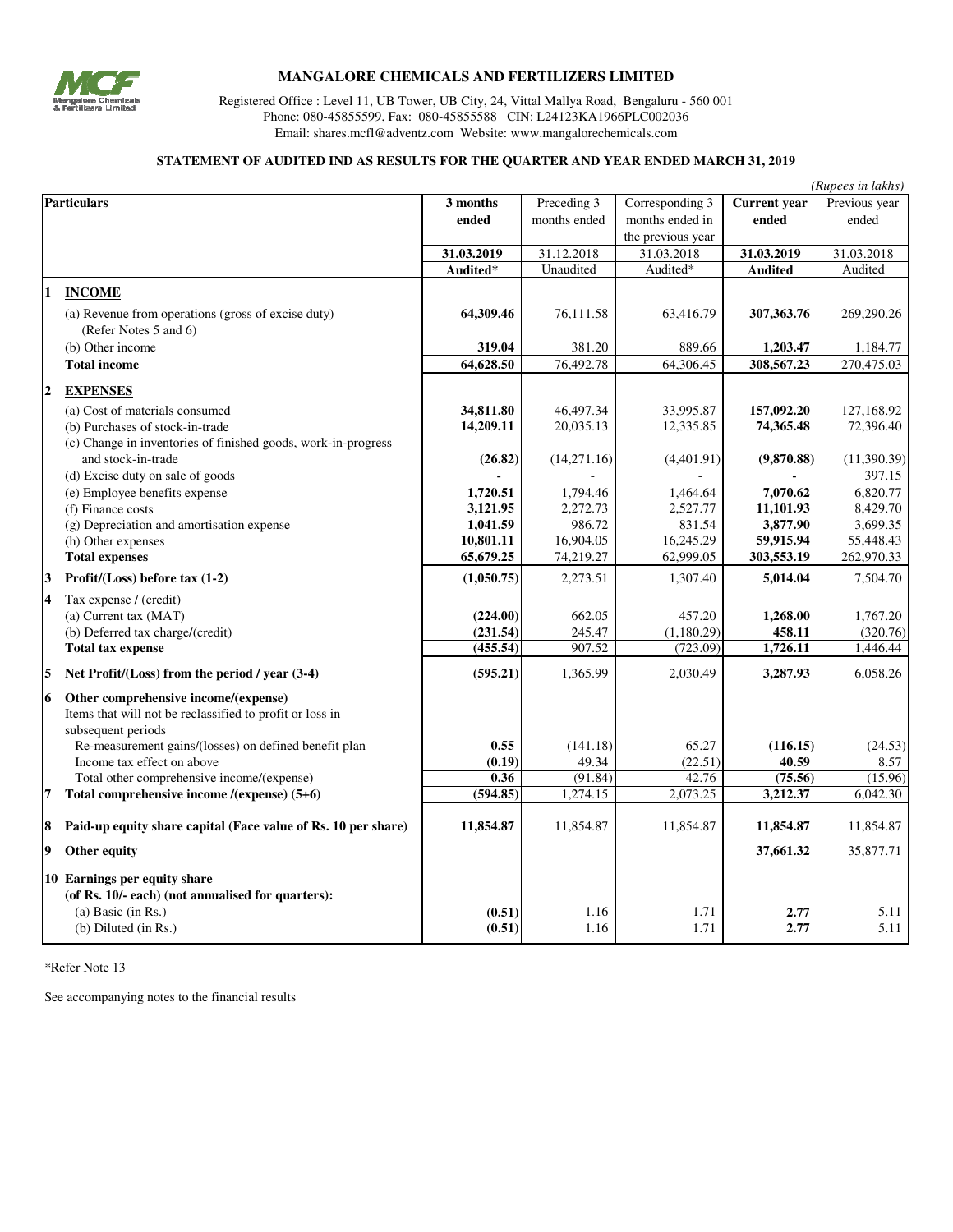# MANGALORE CHEMICALS AND FERTILIZERS LIMITED

Registered Office : Level 11, UB Tower, UB City, 24, Vittal Mallya Road, Bengaluru - 560 001
Phone: 080-45855599, Fax: 080-45855588 CIN: L24123KA1966PLC002036
Email: shares.mcfl@adventz.com Website: www.mangalorechemicals.com

## STATEMENT OF AUDITED IND AS RESULTS FOR THE QUARTER AND YEAR ENDED MARCH 31, 2019

*(Rupees in lakhs)*

| | Particulars | 3 months ended | Preceding 3 months ended | Corresponding 3 months ended in the previous year | Current year ended | Previous year ended |
|---|---|---|---|---|---|---|
| | | **31.03.2019** | 31.12.2018 | 31.03.2018 | **31.03.2019** | 31.03.2018 |
| | | **Audited*** | Unaudited | Audited* | **Audited** | Audited |
| **1** | **INCOME** | | | | | |
| | (a) Revenue from operations (gross of excise duty) (Refer Notes 5 and 6) | **64,309.46** | 76,111.58 | 63,416.79 | **307,363.76** | 269,290.26 |
| | (b) Other income | **319.04** | 381.20 | 889.66 | **1,203.47** | 1,184.77 |
| | **Total income** | **64,628.50** | 76,492.78 | 64,306.45 | **308,567.23** | 270,475.03 |
| **2** | **EXPENSES** | | | | | |
| | (a) Cost of materials consumed | **34,811.80** | 46,497.34 | 33,995.87 | **157,092.20** | 127,168.92 |
| | (b) Purchases of stock-in-trade | **14,209.11** | 20,035.13 | 12,335.85 | **74,365.48** | 72,396.40 |
| | (c) Change in inventories of finished goods, work-in-progress and stock-in-trade | **(26.82)** | (14,271.16) | (4,401.91) | **(9,870.88)** | (11,390.39) |
| | (d) Excise duty on sale of goods | **-** | - | - | **-** | 397.15 |
| | (e) Employee benefits expense | **1,720.51** | 1,794.46 | 1,464.64 | **7,070.62** | 6,820.77 |
| | (f) Finance costs | **3,121.95** | 2,272.73 | 2,527.77 | **11,101.93** | 8,429.70 |
| | (g) Depreciation and amortisation expense | **1,041.59** | 986.72 | 831.54 | **3,877.90** | 3,699.35 |
| | (h) Other expenses | **10,801.11** | 16,904.05 | 16,245.29 | **59,915.94** | 55,448.43 |
| | **Total expenses** | **65,679.25** | 74,219.27 | 62,999.05 | **303,553.19** | 262,970.33 |
| **3** | **Profit/(Loss) before tax (1-2)** | **(1,050.75)** | 2,273.51 | 1,307.40 | **5,014.04** | 7,504.70 |
| **4** | Tax expense / (credit) | | | | | |
| | (a) Current tax (MAT) | **(224.00)** | 662.05 | 457.20 | **1,268.00** | 1,767.20 |
| | (b) Deferred tax charge/(credit) | **(231.54)** | 245.47 | (1,180.29) | **458.11** | (320.76) |
| | **Total tax expense** | **(455.54)** | 907.52 | (723.09) | **1,726.11** | 1,446.44 |
| **5** | **Net Profit/(Loss) from the period / year (3-4)** | **(595.21)** | 1,365.99 | 2,030.49 | **3,287.93** | 6,058.26 |
| **6** | **Other comprehensive income/(expense)** | | | | | |
| | Items that will not be reclassified to profit or loss in subsequent periods | | | | | |
| | Re-measurement gains/(losses) on defined benefit plan | **0.55** | (141.18) | 65.27 | **(116.15)** | (24.53) |
| | Income tax effect on above | **(0.19)** | 49.34 | (22.51) | **40.59** | 8.57 |
| | Total other comprehensive income/(expense) | **0.36** | (91.84) | 42.76 | **(75.56)** | (15.96) |
| **7** | **Total comprehensive income /(expense) (5+6)** | **(594.85)** | 1,274.15 | 2,073.25 | **3,212.37** | 6,042.30 |
| **8** | **Paid-up equity share capital (Face value of Rs. 10 per share)** | **11,854.87** | 11,854.87 | 11,854.87 | **11,854.87** | 11,854.87 |
| **9** | **Other equity** | | | | **37,661.32** | 35,877.71 |
| **10** | **Earnings per equity share (of Rs. 10/- each) (not annualised for quarters):** | | | | | |
| | (a) Basic (in Rs.) | **(0.51)** | 1.16 | 1.71 | **2.77** | 5.11 |
| | (b) Diluted (in Rs.) | **(0.51)** | 1.16 | 1.71 | **2.77** | 5.11 |

*Refer Note 13

See accompanying notes to the financial results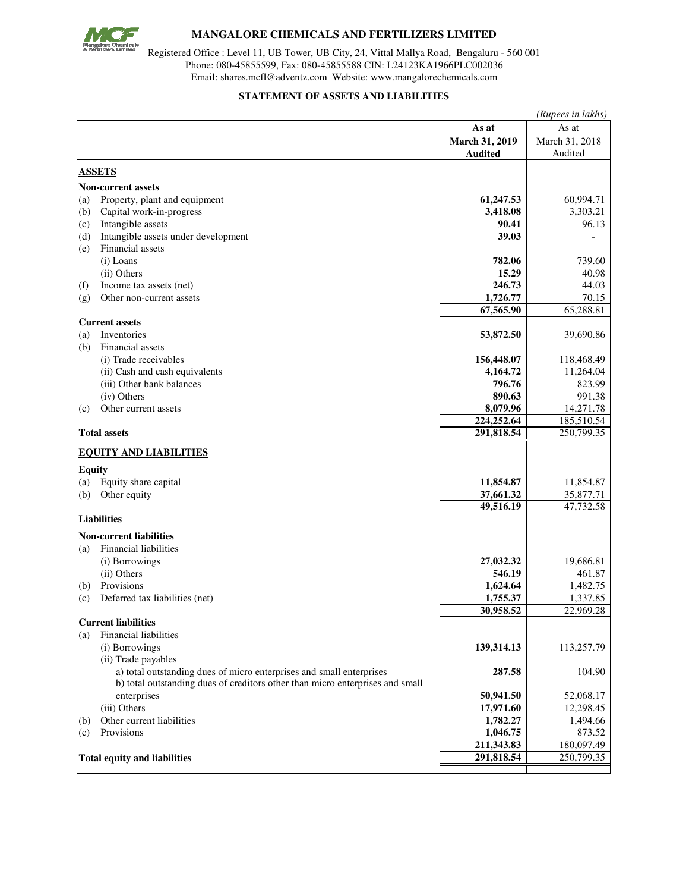# MANGALORE CHEMICALS AND FERTILIZERS LIMITED

Registered Office : Level 11, UB Tower, UB City, 24, Vittal Mallya Road, Bengaluru - 560 001
Phone: 080-45855599, Fax: 080-45855588 CIN: L24123KA1966PLC002036
Email: shares.mcfl@adventz.com Website: www.mangalorechemicals.com

## STATEMENT OF ASSETS AND LIABILITIES

*(Rupees in lakhs)*

| | | As at March 31, 2019 Audited | As at March 31, 2018 Audited |
|---|---|---|---|
| | **ASSETS** | | |
| | **Non-current assets** | | |
| (a) | Property, plant and equipment | **61,247.53** | 60,994.71 |
| (b) | Capital work-in-progress | **3,418.08** | 3,303.21 |
| (c) | Intangible assets | **90.41** | 96.13 |
| (d) | Intangible assets under development | **39.03** | - |
| (e) | Financial assets | | |
| | (i) Loans | **782.06** | 739.60 |
| | (ii) Others | **15.29** | 40.98 |
| (f) | Income tax assets (net) | **246.73** | 44.03 |
| (g) | Other non-current assets | **1,726.77** | 70.15 |
| | | **67,565.90** | 65,288.81 |
| | **Current assets** | | |
| (a) | Inventories | **53,872.50** | 39,690.86 |
| (b) | Financial assets | | |
| | (i) Trade receivables | **156,448.07** | 118,468.49 |
| | (ii) Cash and cash equivalents | **4,164.72** | 11,264.04 |
| | (iii) Other bank balances | **796.76** | 823.99 |
| | (iv) Others | **890.63** | 991.38 |
| (c) | Other current assets | **8,079.96** | 14,271.78 |
| | | **224,252.64** | 185,510.54 |
| | **Total assets** | **291,818.54** | 250,799.35 |
| | **EQUITY AND LIABILITIES** | | |
| | **Equity** | | |
| (a) | Equity share capital | **11,854.87** | 11,854.87 |
| (b) | Other equity | **37,661.32** | 35,877.71 |
| | | **49,516.19** | 47,732.58 |
| | **Liabilities** | | |
| | **Non-current liabilities** | | |
| (a) | Financial liabilities | | |
| | (i) Borrowings | **27,032.32** | 19,686.81 |
| | (ii) Others | **546.19** | 461.87 |
| (b) | Provisions | **1,624.64** | 1,482.75 |
| (c) | Deferred tax liabilities (net) | **1,755.37** | 1,337.85 |
| | | **30,958.52** | 22,969.28 |
| | **Current liabilities** | | |
| (a) | Financial liabilities | | |
| | (i) Borrowings | **139,314.13** | 113,257.79 |
| | (ii) Trade payables | | |
| | a) total outstanding dues of micro enterprises and small enterprises | **287.58** | 104.90 |
| | b) total outstanding dues of creditors other than micro enterprises and small enterprises | **50,941.50** | 52,068.17 |
| | (iii) Others | **17,971.60** | 12,298.45 |
| (b) | Other current liabilities | **1,782.27** | 1,494.66 |
| (c) | Provisions | **1,046.75** | 873.52 |
| | | **211,343.83** | 180,097.49 |
| | **Total equity and liabilities** | **291,818.54** | 250,799.35 |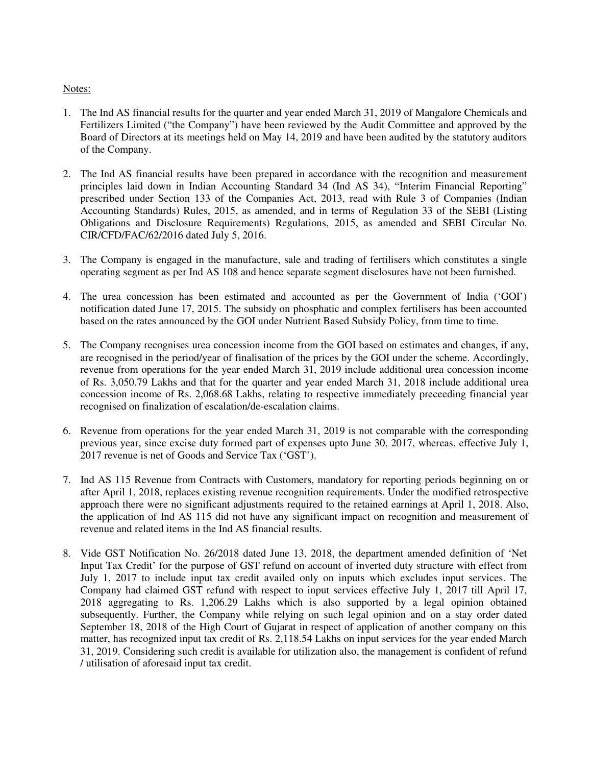Notes:

1. The Ind AS financial results for the quarter and year ended March 31, 2019 of Mangalore Chemicals and Fertilizers Limited ("the Company") have been reviewed by the Audit Committee and approved by the Board of Directors at its meetings held on May 14, 2019 and have been audited by the statutory auditors of the Company.

2. The Ind AS financial results have been prepared in accordance with the recognition and measurement principles laid down in Indian Accounting Standard 34 (Ind AS 34), "Interim Financial Reporting" prescribed under Section 133 of the Companies Act, 2013, read with Rule 3 of Companies (Indian Accounting Standards) Rules, 2015, as amended, and in terms of Regulation 33 of the SEBI (Listing Obligations and Disclosure Requirements) Regulations, 2015, as amended and SEBI Circular No. CIR/CFD/FAC/62/2016 dated July 5, 2016.

3. The Company is engaged in the manufacture, sale and trading of fertilisers which constitutes a single operating segment as per Ind AS 108 and hence separate segment disclosures have not been furnished.

4. The urea concession has been estimated and accounted as per the Government of India ('GOI') notification dated June 17, 2015. The subsidy on phosphatic and complex fertilisers has been accounted based on the rates announced by the GOI under Nutrient Based Subsidy Policy, from time to time.

5. The Company recognises urea concession income from the GOI based on estimates and changes, if any, are recognised in the period/year of finalisation of the prices by the GOI under the scheme. Accordingly, revenue from operations for the year ended March 31, 2019 include additional urea concession income of Rs. 3,050.79 Lakhs and that for the quarter and year ended March 31, 2018 include additional urea concession income of Rs. 2,068.68 Lakhs, relating to respective immediately preceeding financial year recognised on finalization of escalation/de-escalation claims.

6. Revenue from operations for the year ended March 31, 2019 is not comparable with the corresponding previous year, since excise duty formed part of expenses upto June 30, 2017, whereas, effective July 1, 2017 revenue is net of Goods and Service Tax ('GST').

7. Ind AS 115 Revenue from Contracts with Customers, mandatory for reporting periods beginning on or after April 1, 2018, replaces existing revenue recognition requirements. Under the modified retrospective approach there were no significant adjustments required to the retained earnings at April 1, 2018. Also, the application of Ind AS 115 did not have any significant impact on recognition and measurement of revenue and related items in the Ind AS financial results.

8. Vide GST Notification No. 26/2018 dated June 13, 2018, the department amended definition of 'Net Input Tax Credit' for the purpose of GST refund on account of inverted duty structure with effect from July 1, 2017 to include input tax credit availed only on inputs which excludes input services. The Company had claimed GST refund with respect to input services effective July 1, 2017 till April 17, 2018 aggregating to Rs. 1,206.29 Lakhs which is also supported by a legal opinion obtained subsequently. Further, the Company while relying on such legal opinion and on a stay order dated September 18, 2018 of the High Court of Gujarat in respect of application of another company on this matter, has recognized input tax credit of Rs. 2,118.54 Lakhs on input services for the year ended March 31, 2019. Considering such credit is available for utilization also, the management is confident of refund / utilisation of aforesaid input tax credit.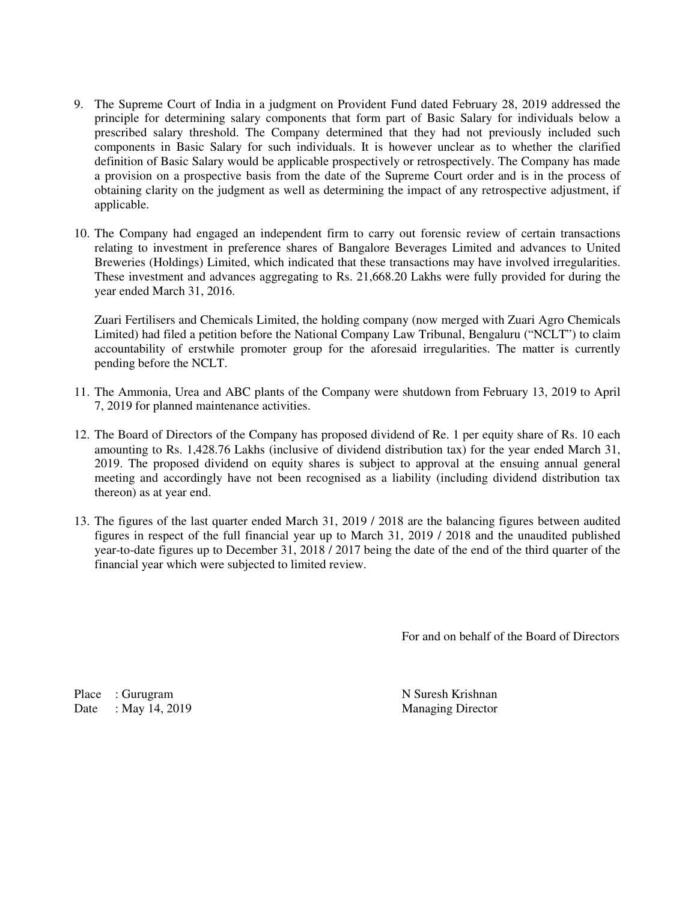9. The Supreme Court of India in a judgment on Provident Fund dated February 28, 2019 addressed the principle for determining salary components that form part of Basic Salary for individuals below a prescribed salary threshold. The Company determined that they had not previously included such components in Basic Salary for such individuals. It is however unclear as to whether the clarified definition of Basic Salary would be applicable prospectively or retrospectively. The Company has made a provision on a prospective basis from the date of the Supreme Court order and is in the process of obtaining clarity on the judgment as well as determining the impact of any retrospective adjustment, if applicable.

10. The Company had engaged an independent firm to carry out forensic review of certain transactions relating to investment in preference shares of Bangalore Beverages Limited and advances to United Breweries (Holdings) Limited, which indicated that these transactions may have involved irregularities. These investment and advances aggregating to Rs. 21,668.20 Lakhs were fully provided for during the year ended March 31, 2016.

    Zuari Fertilisers and Chemicals Limited, the holding company (now merged with Zuari Agro Chemicals Limited) had filed a petition before the National Company Law Tribunal, Bengaluru ("NCLT") to claim accountability of erstwhile promoter group for the aforesaid irregularities. The matter is currently pending before the NCLT.

11. The Ammonia, Urea and ABC plants of the Company were shutdown from February 13, 2019 to April 7, 2019 for planned maintenance activities.

12. The Board of Directors of the Company has proposed dividend of Re. 1 per equity share of Rs. 10 each amounting to Rs. 1,428.76 Lakhs (inclusive of dividend distribution tax) for the year ended March 31, 2019. The proposed dividend on equity shares is subject to approval at the ensuing annual general meeting and accordingly have not been recognised as a liability (including dividend distribution tax thereon) as at year end.

13. The figures of the last quarter ended March 31, 2019 / 2018 are the balancing figures between audited figures in respect of the full financial year up to March 31, 2019 / 2018 and the unaudited published year-to-date figures up to December 31, 2018 / 2017 being the date of the end of the third quarter of the financial year which were subjected to limited review.

For and on behalf of the Board of Directors

Place : Gurugram
Date : May 14, 2019

N Suresh Krishnan
Managing Director